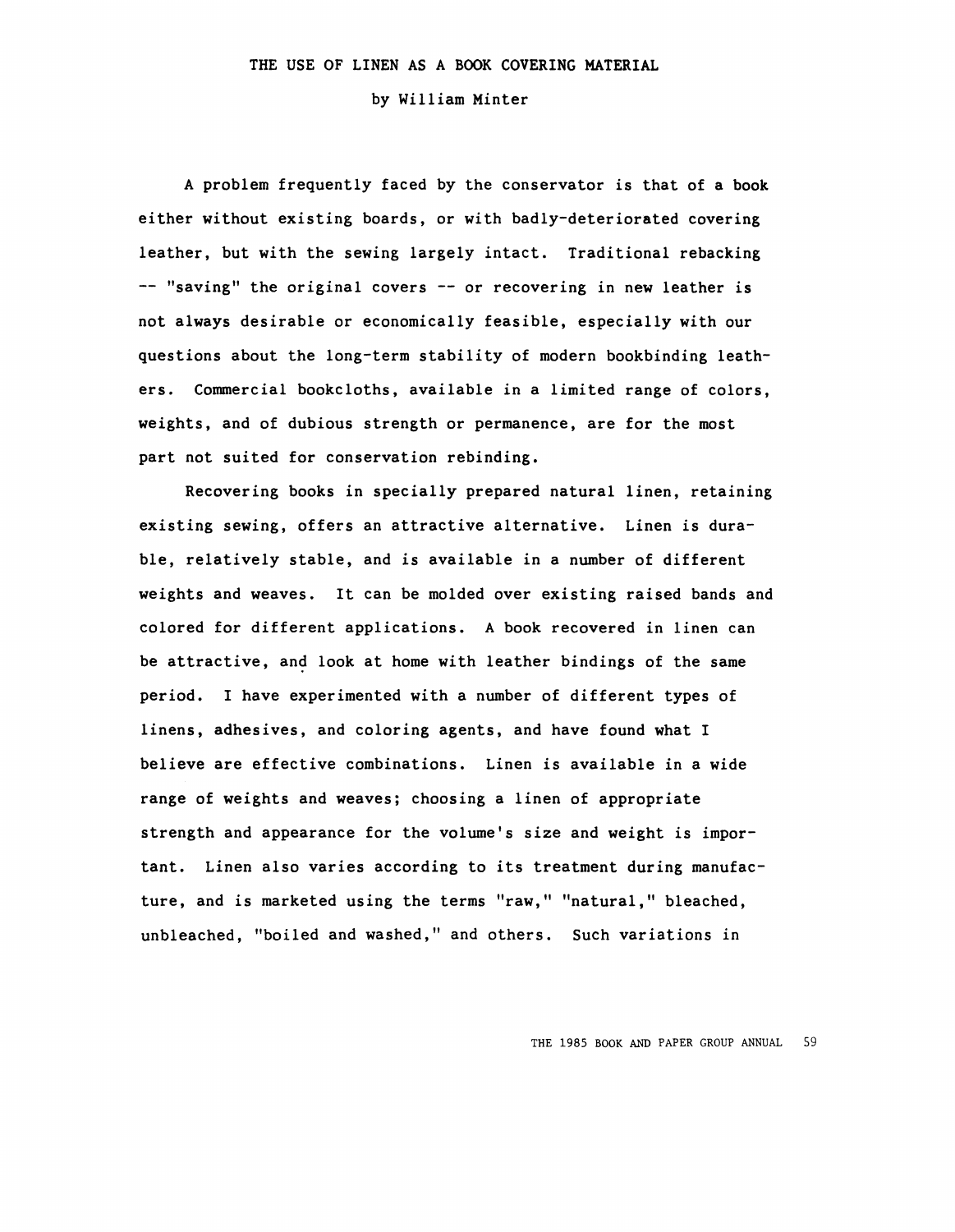# THE USE OF LINEN AS A BOOK COVERING MATERIAL

by William Minter

A problem frequently faced by the conservator is that of a book either without existing boards, or with badly-deteriorated covering leather, but with the sewing largely intact. Traditional rebacking -- "saving" the original covers -- or recovering in new leather is not always desirable or economically feasible, especially with our questions about the long-term stability of modern bookbinding leathers. Commercial bookcloths, available in a limited range of colors, weights, and of dubious strength or permanence, are for the most part not suited for conservation rebinding.

Recovering books in specially prepared natural linen, retaining existing sewing, offers an attractive alternative. Linen is durable, relatively stable, and is available in a number of different weights and weaves. It can be molded over existing raised bands and colored for different applications. A book recovered in linen can be attractive, and look at home with leather bindings of the same period. I have experimented with a number of different types of linens, adhesives, and coloring agents, and have found what I believe are effective combinations. Linen is available in a wide range of weights and weaves; choosing a linen of appropriate strength and appearance for the volume's size and weight is important. Linen also varies according to its treatment during manufacture, and is marketed using the terms "raw," "natural," bleached, unbleached, "boiled and washed," and others. Such variations in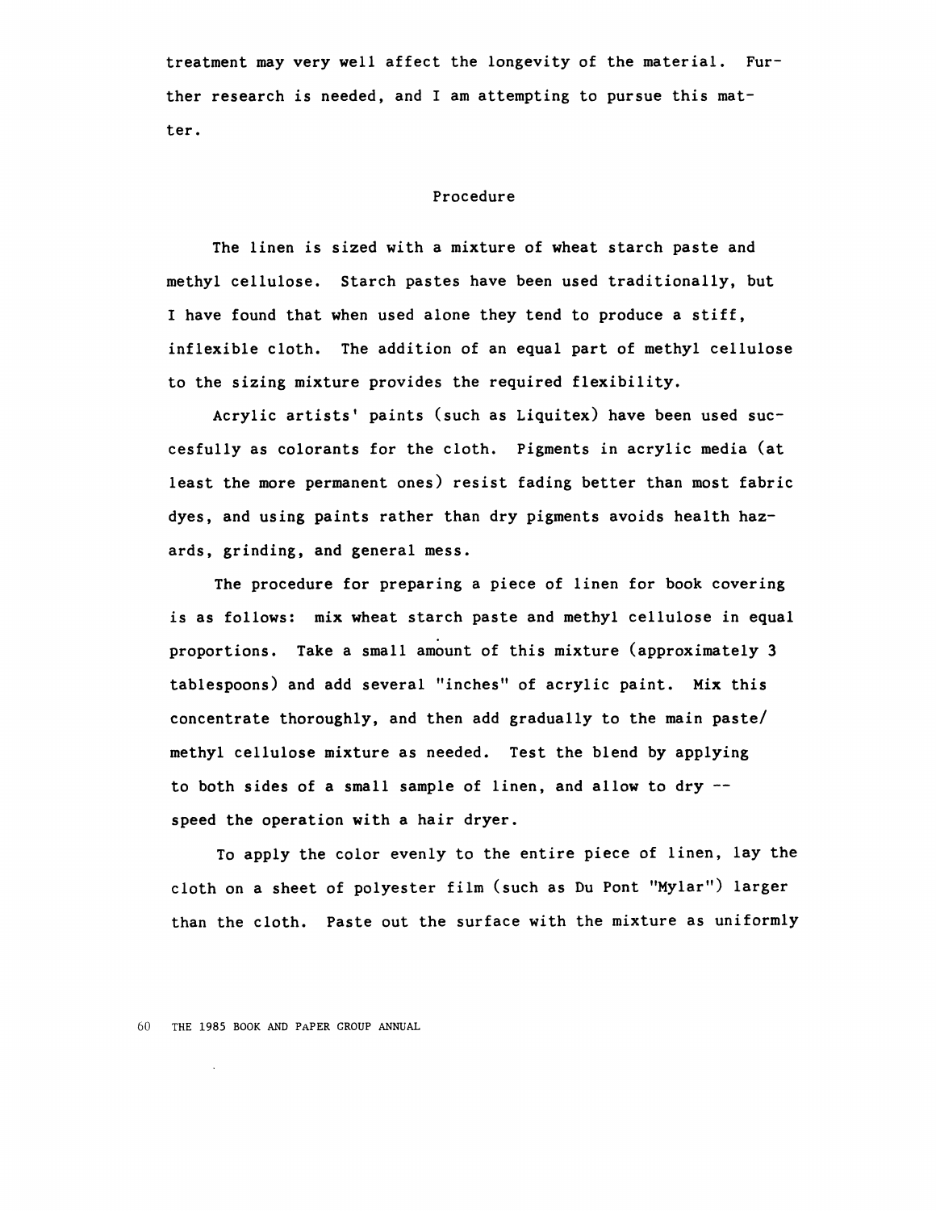treatment may very well affect the longevity of the material. Further research is needed, and I am attempting to pursue this matter.

## Procedure

The linen is sized with a mixture of wheat starch paste and methyl cellulose. Starch pastes have been used traditionally, but I have found that when used alone they tend to produce a stiff, inflexible cloth. The addition of an equal part of methyl cellulose to the sizing mixture provides the required flexibility.

Acrylic artists' paints (such as Liquitex) have been used succesfully as colorants for the cloth. Pigments in acrylic media (at least the more permanent ones) resist fading better than most fabric dyes, and using paints rather than dry pigments avoids health hazards, grinding, and general mess.

The procedure for preparing a piece of linen for book covering is as follows: mix wheat starch paste and methyl cellulose in equal proportions. Take a small amount of this mixture (approximately 3 tablespoons) and add several "inches" of acrylic paint. Mix this concentrate thoroughly, and then add gradually to the main paste/methyl cellulose mixture as needed. Test the blend by applying to both sides of a small sample of linen, and allow to dry -- speed the operation with a hair dryer.

To apply the color evenly to the entire piece of linen, lay the cloth on a sheet of polyester film (such as Du Pont "Mylar") larger than the cloth. Paste out the surface with the mixture as uniformly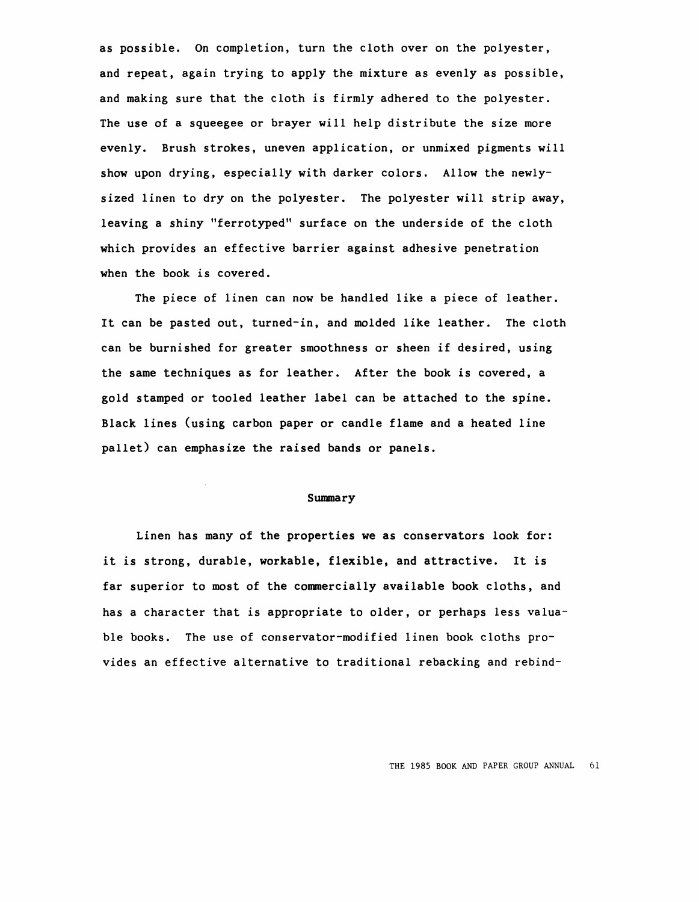as possible. On completion, turn the cloth over on the polyester, and repeat, again trying to apply the mixture as evenly as possible, and making sure that the cloth is firmly adhered to the polyester. The use of a squeegee or brayer will help distribute the size more evenly. Brush strokes, uneven application, or unmixed pigments will show upon drying, especially with darker colors. Allow the newly-sized linen to dry on the polyester. The polyester will strip away, leaving a shiny "ferrotyped" surface on the underside of the cloth which provides an effective barrier against adhesive penetration when the book is covered.

The piece of linen can now be handled like a piece of leather. It can be pasted out, turned-in, and molded like leather. The cloth can be burnished for greater smoothness or sheen if desired, using the same techniques as for leather. After the book is covered, a gold stamped or tooled leather label can be attached to the spine. Black lines (using carbon paper or candle flame and a heated line pallet) can emphasize the raised bands or panels.

## Summary

Linen has many of the properties we as conservators look for: it is strong, durable, workable, flexible, and attractive. It is far superior to most of the commercially available book cloths, and has a character that is appropriate to older, or perhaps less valuable books. The use of conservator-modified linen book cloths provides an effective alternative to traditional rebacking and rebind-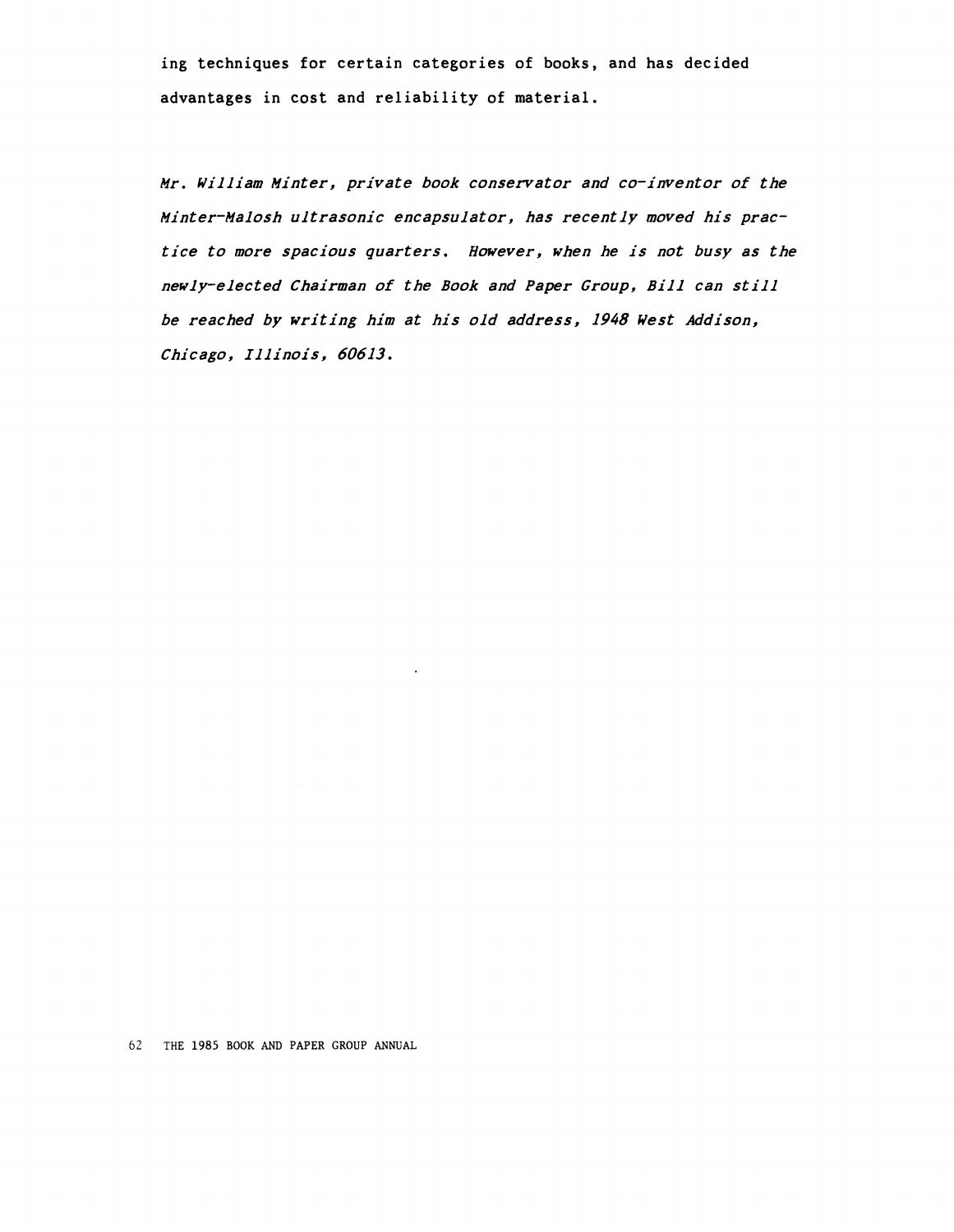ing techniques for certain categories of books, and has decided advantages in cost and reliability of material.

*Mr. William Minter, private book conservator and co-inventor of the Minter-Malosh ultrasonic encapsulator, has recently moved his practice to more spacious quarters. However, when he is not busy as the newly-elected Chairman of the Book and Paper Group, Bill can still be reached by writing him at his old address, 1948 West Addison, Chicago, Illinois, 60613.*